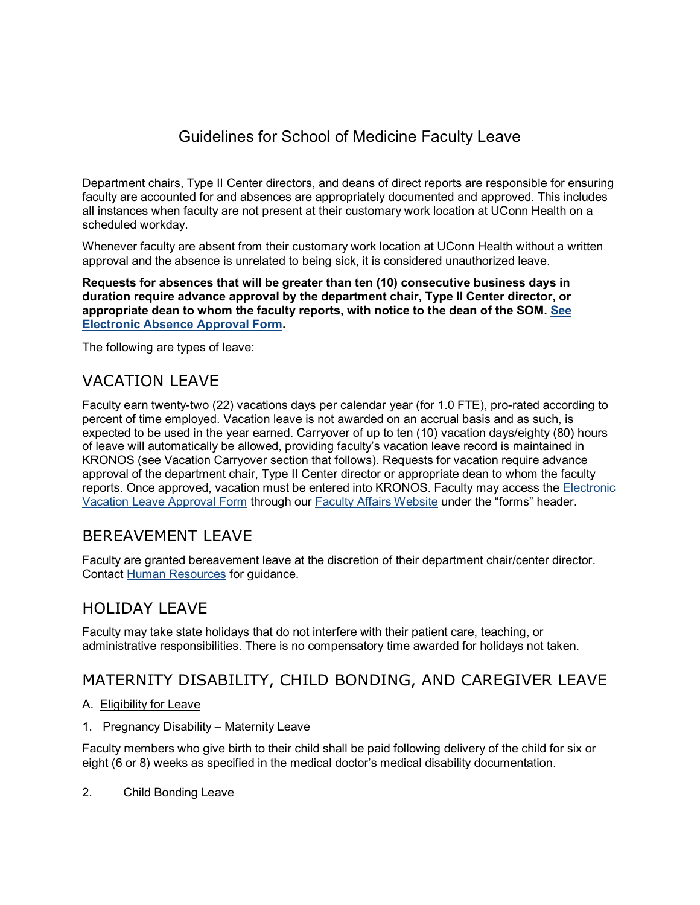# Guidelines for School of Medicine Faculty Leave

Department chairs, Type II Center directors, and deans of direct reports are responsible for ensuring faculty are accounted for and absences are appropriately documented and approved. This includes all instances when faculty are not present at their customary work location at UConn Health on a scheduled workday.

Whenever faculty are absent from their customary work location at UConn Health without a written approval and the absence is unrelated to being sick, it is considered unauthorized leave.

**Requests for absences that will be greater than ten (10) consecutive business days in duration require advance approval by the department chair, Type II Center director, or appropriate dean to whom the faculty reports, with notice to the dean of the SOM. See Electronic Absence Approval Form.**

The following are types of leave:

## VACATION LEAVE

Faculty earn twenty-two (22) vacations days per calendar year (for 1.0 FTE), pro-rated according to percent of time employed. Vacation leave is not awarded on an accrual basis and as such, is expected to be used in the year earned. Carryover of up to ten (10) vacation days/eighty (80) hours of leave will automatically be allowed, providing faculty's vacation leave record is maintained in KRONOS (see Vacation Carryover section that follows). Requests for vacation require advance approval of the department chair, Type II Center director or appropriate dean to whom the faculty reports. Once approved, vacation must be entered into KRONOS. Faculty may access the Electronic Vacation Leave Approval Form through our Faculty Affairs Website under the "forms" header.

## BEREAVEMENT LEAVE

Faculty are granted bereavement leave at the discretion of their department chair/center director. Contact Human Resources for guidance.

## HOLIDAY LEAVE

Faculty may take state holidays that do not interfere with their patient care, teaching, or administrative responsibilities. There is no compensatory time awarded for holidays not taken.

## MATERNITY DISABILITY, CHILD BONDING, AND CAREGIVER LEAVE

A. Eligibility for Leave

1. Pregnancy Disability – Maternity Leave

Faculty members who give birth to their child shall be paid following delivery of the child for six or eight (6 or 8) weeks as specified in the medical doctor's medical disability documentation.

2. Child Bonding Leave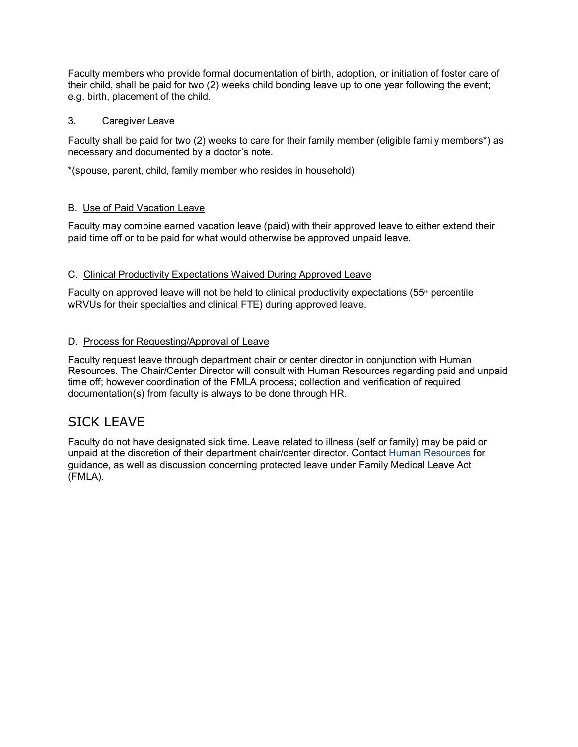Faculty members who provide formal documentation of birth, adoption, or initiation of foster care of their child, shall be paid for two (2) weeks child bonding leave up to one year following the event; e.g. birth, placement of the child.

3. Caregiver Leave

Faculty shall be paid for two (2) weeks to care for their family member (eligible family members*) as necessary and documented by a doctor's note.

*(spouse, parent, child, family member who resides in household)

B. <u>Use of Paid Vacation Leave</u>

Faculty may combine earned vacation leave (paid) with their approved leave to either extend their paid time off or to be paid for what would otherwise be approved unpaid leave.

C. <u>Clinical Productivity Expectations Waived During Approved Leave</u>

Faculty on approved leave will not be held to clinical productivity expectations (55th percentile wRVUs for their specialties and clinical FTE) during approved leave.

D. <u>Process for Requesting/Approval of Leave</u>

Faculty request leave through department chair or center director in conjunction with Human Resources. The Chair/Center Director will consult with Human Resources regarding paid and unpaid time off; however coordination of the FMLA process; collection and verification of required documentation(s) from faculty is always to be done through HR.

## SICK LEAVE

Faculty do not have designated sick time. Leave related to illness (self or family) may be paid or unpaid at the discretion of their department chair/center director. Contact Human Resources for guidance, as well as discussion concerning protected leave under Family Medical Leave Act (FMLA).